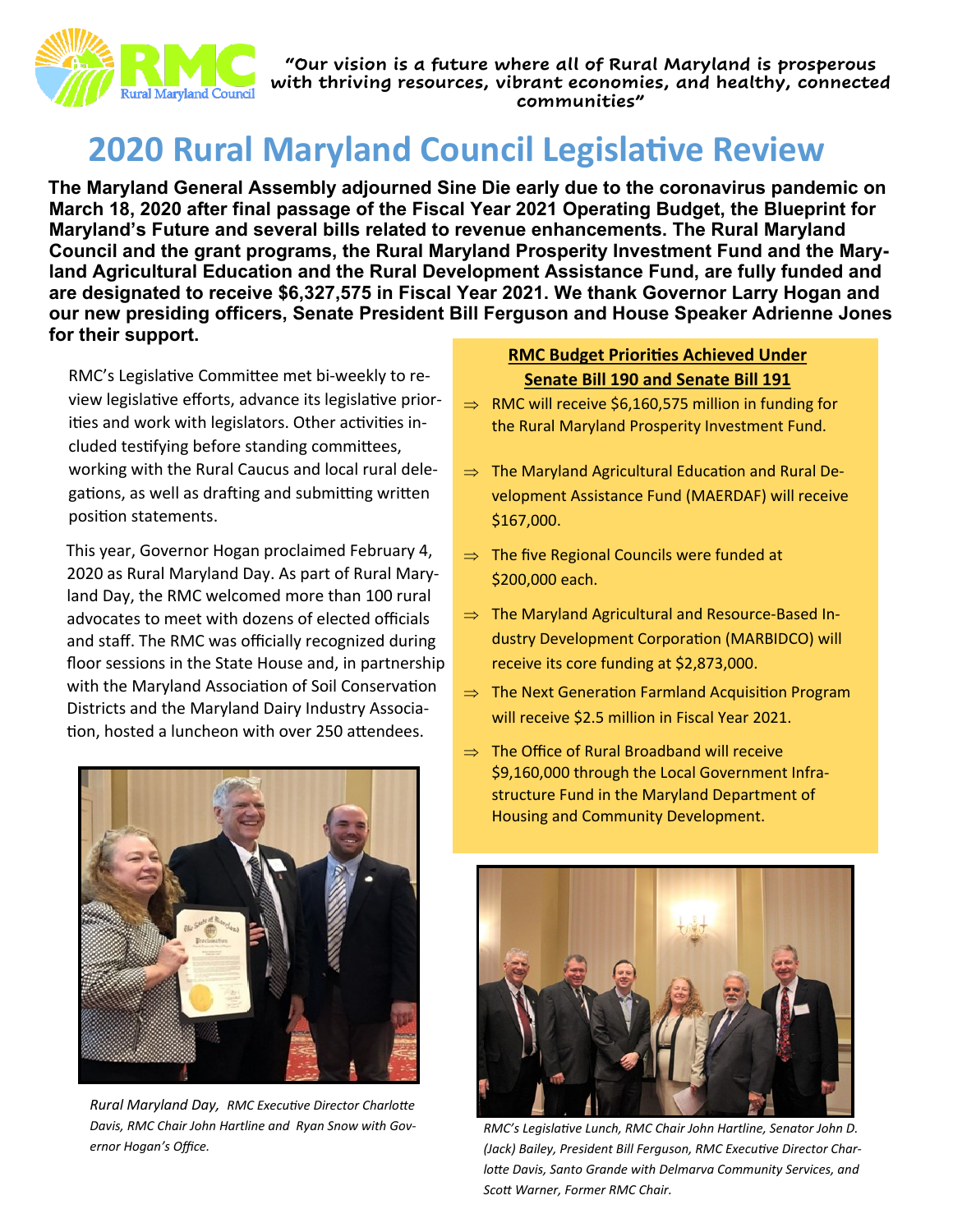"Our vision is a future where all of Rural Maryland is prosperous with thriving resources, vibrant economies, and healthy, connected communities"

# 2020 Rural Maryland Council Legislative Review

**The Maryland General Assembly adjourned Sine Die early due to the coronavirus pandemic on March 18, 2020 after final passage of the Fiscal Year 2021 Operating Budget, the Blueprint for Maryland's Future and several bills related to revenue enhancements. The Rural Maryland Council and the grant programs, the Rural Maryland Prosperity Investment Fund and the Maryland Agricultural Education and the Rural Development Assistance Fund, are fully funded and are designated to receive $6,327,575 in Fiscal Year 2021. We thank Governor Larry Hogan and our new presiding officers, Senate President Bill Ferguson and House Speaker Adrienne Jones for their support.**

RMC's Legislative Committee met bi-weekly to review legislative efforts, advance its legislative priorities and work with legislators. Other activities included testifying before standing committees, working with the Rural Caucus and local rural delegations, as well as drafting and submitting written position statements.

This year, Governor Hogan proclaimed February 4, 2020 as Rural Maryland Day. As part of Rural Maryland Day, the RMC welcomed more than 100 rural advocates to meet with dozens of elected officials and staff. The RMC was officially recognized during floor sessions in the State House and, in partnership with the Maryland Association of Soil Conservation Districts and the Maryland Dairy Industry Association, hosted a luncheon with over 250 attendees.

*Rural Maryland Day, RMC Executive Director Charlotte Davis, RMC Chair John Hartline and Ryan Snow with Governor Hogan's Office.*

**RMC Budget Priorities Achieved Under Senate Bill 190 and Senate Bill 191**

- RMC will receive $6,160,575 million in funding for the Rural Maryland Prosperity Investment Fund.
- The Maryland Agricultural Education and Rural Development Assistance Fund (MAERDAF) will receive $167,000.
- The five Regional Councils were funded at $200,000 each.
- The Maryland Agricultural and Resource-Based Industry Development Corporation (MARBIDCO) will receive its core funding at $2,873,000.
- The Next Generation Farmland Acquisition Program will receive $2.5 million in Fiscal Year 2021.
- The Office of Rural Broadband will receive $9,160,000 through the Local Government Infrastructure Fund in the Maryland Department of Housing and Community Development.

*RMC's Legislative Lunch, RMC Chair John Hartline, Senator John D. (Jack) Bailey, President Bill Ferguson, RMC Executive Director Charlotte Davis, Santo Grande with Delmarva Community Services, and Scott Warner, Former RMC Chair.*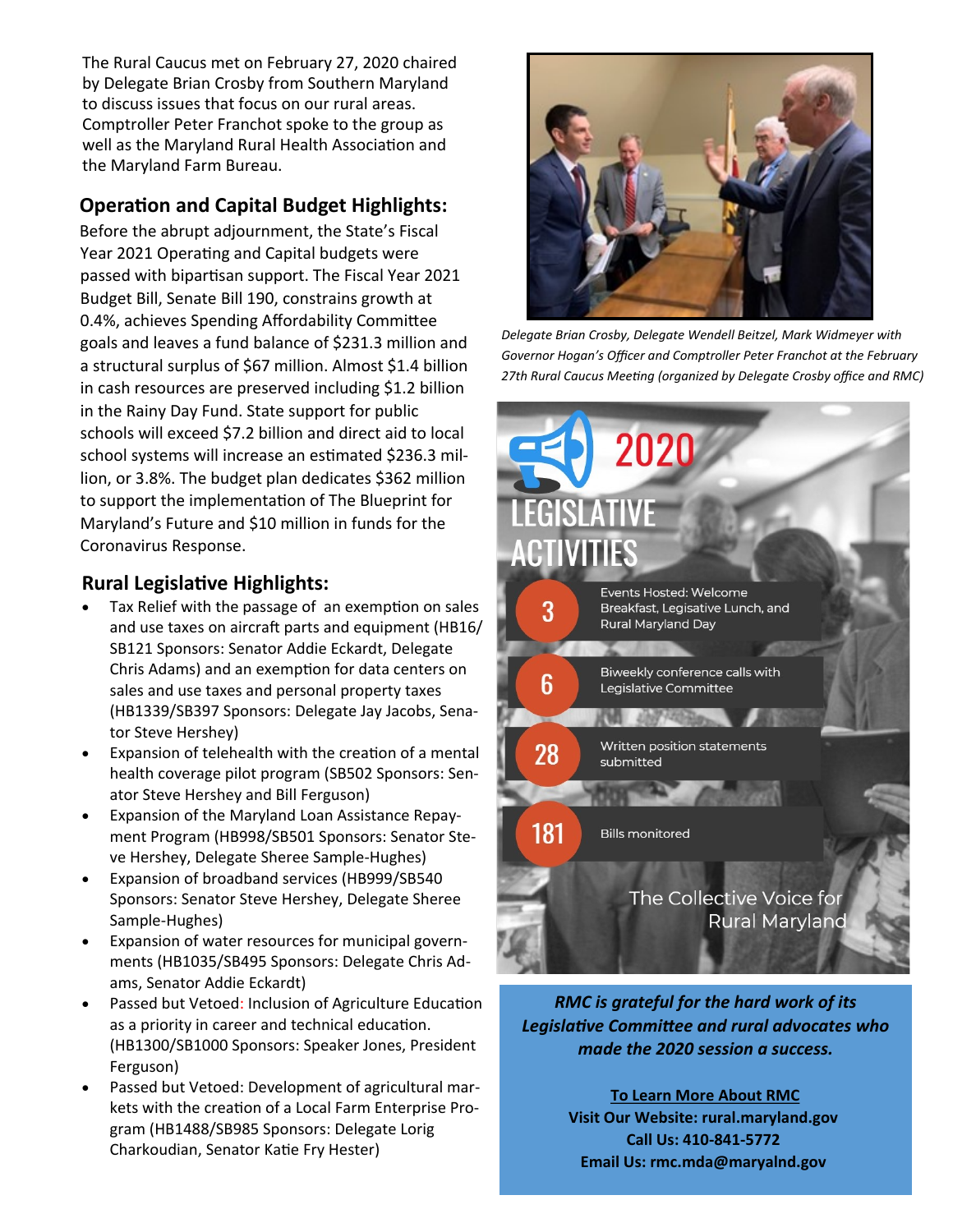The Rural Caucus met on February 27, 2020 chaired by Delegate Brian Crosby from Southern Maryland to discuss issues that focus on our rural areas. Comptroller Peter Franchot spoke to the group as well as the Maryland Rural Health Association and the Maryland Farm Bureau.

## Operation and Capital Budget Highlights:

Before the abrupt adjournment, the State's Fiscal Year 2021 Operating and Capital budgets were passed with bipartisan support. The Fiscal Year 2021 Budget Bill, Senate Bill 190, constrains growth at 0.4%, achieves Spending Affordability Committee goals and leaves a fund balance of $231.3 million and a structural surplus of $67 million. Almost $1.4 billion in cash resources are preserved including $1.2 billion in the Rainy Day Fund. State support for public schools will exceed $7.2 billion and direct aid to local school systems will increase an estimated $236.3 million, or 3.8%. The budget plan dedicates $362 million to support the implementation of The Blueprint for Maryland's Future and $10 million in funds for the Coronavirus Response.

## Rural Legislative Highlights:

- Tax Relief with the passage of an exemption on sales and use taxes on aircraft parts and equipment (HB16/SB121 Sponsors: Senator Addie Eckardt, Delegate Chris Adams) and an exemption for data centers on sales and use taxes and personal property taxes (HB1339/SB397 Sponsors: Delegate Jay Jacobs, Senator Steve Hershey)
- Expansion of telehealth with the creation of a mental health coverage pilot program (SB502 Sponsors: Senator Steve Hershey and Bill Ferguson)
- Expansion of the Maryland Loan Assistance Repayment Program (HB998/SB501 Sponsors: Senator Steve Hershey, Delegate Sheree Sample-Hughes)
- Expansion of broadband services (HB999/SB540 Sponsors: Senator Steve Hershey, Delegate Sheree Sample-Hughes)
- Expansion of water resources for municipal governments (HB1035/SB495 Sponsors: Delegate Chris Adams, Senator Addie Eckardt)
- Passed but Vetoed: Inclusion of Agriculture Education as a priority in career and technical education. (HB1300/SB1000 Sponsors: Speaker Jones, President Ferguson)
- Passed but Vetoed: Development of agricultural markets with the creation of a Local Farm Enterprise Program (HB1488/SB985 Sponsors: Delegate Lorig Charkoudian, Senator Katie Fry Hester)

*Delegate Brian Crosby, Delegate Wendell Beitzel, Mark Widmeyer with Governor Hogan's Officer and Comptroller Peter Franchot at the February 27th Rural Caucus Meeting (organized by Delegate Crosby office and RMC)*

## 2020 LEGISLATIVE ACTIVITIES

- **3** — Events Hosted: Welcome Breakfast, Legisative Lunch, and Rural Maryland Day
- **6** — Biweekly conference calls with Legislative Committee
- **28** — Written position statements submitted
- **181** — Bills monitored

The Collective Voice for Rural Maryland

***RMC is grateful for the hard work of its Legislative Committee and rural advocates who made the 2020 session a success.***

**To Learn More About RMC**
**Visit Our Website: rural.maryland.gov**
**Call Us: 410-841-5772**
**Email Us: rmc.mda@maryalnd.gov**